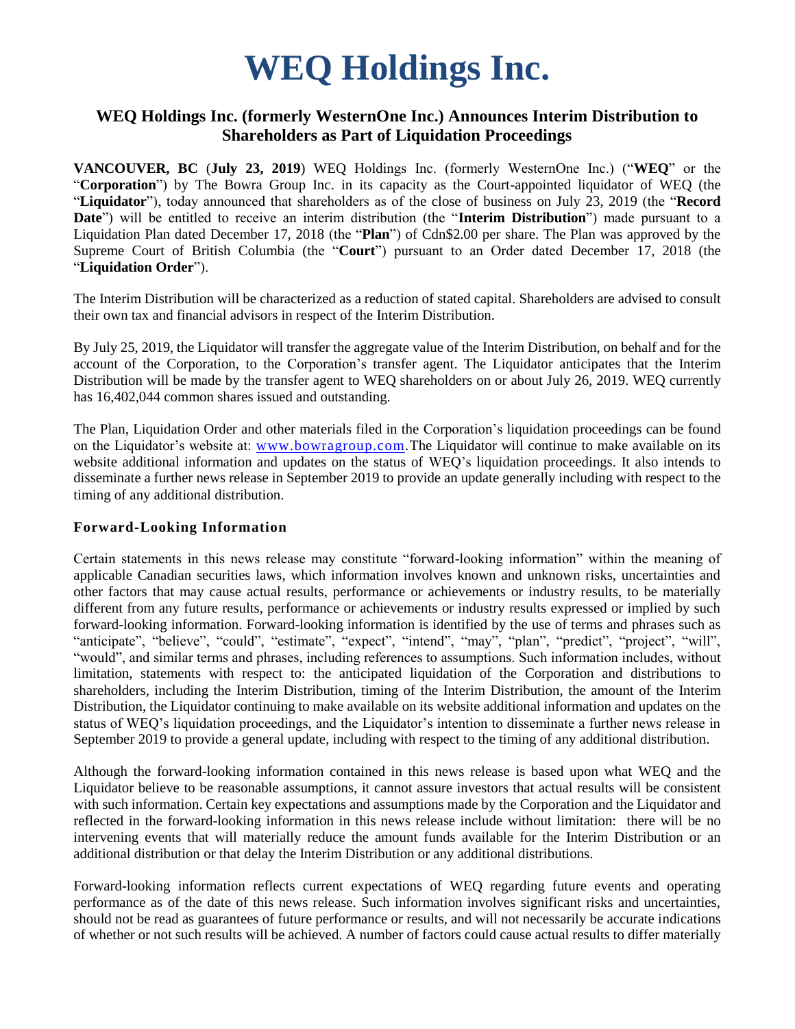# WEQ Holdings Inc.

## WEQ Holdings Inc. (formerly WesternOne Inc.) Announces Interim Distribution to Shareholders as Part of Liquidation Proceedings

**VANCOUVER, BC** (**July 23, 2019**) WEQ Holdings Inc. (formerly WesternOne Inc.) ("**WEQ**" or the "**Corporation**") by The Bowra Group Inc. in its capacity as the Court-appointed liquidator of WEQ (the "**Liquidator**"), today announced that shareholders as of the close of business on July 23, 2019 (the "**Record Date**") will be entitled to receive an interim distribution (the "**Interim Distribution**") made pursuant to a Liquidation Plan dated December 17, 2018 (the "**Plan**") of Cdn$2.00 per share. The Plan was approved by the Supreme Court of British Columbia (the "**Court**") pursuant to an Order dated December 17, 2018 (the "**Liquidation Order**").

The Interim Distribution will be characterized as a reduction of stated capital. Shareholders are advised to consult their own tax and financial advisors in respect of the Interim Distribution.

By July 25, 2019, the Liquidator will transfer the aggregate value of the Interim Distribution, on behalf and for the account of the Corporation, to the Corporation's transfer agent. The Liquidator anticipates that the Interim Distribution will be made by the transfer agent to WEQ shareholders on or about July 26, 2019. WEQ currently has 16,402,044 common shares issued and outstanding.

The Plan, Liquidation Order and other materials filed in the Corporation's liquidation proceedings can be found on the Liquidator's website at: www.bowragroup.com. The Liquidator will continue to make available on its website additional information and updates on the status of WEQ's liquidation proceedings. It also intends to disseminate a further news release in September 2019 to provide an update generally including with respect to the timing of any additional distribution.

### Forward-Looking Information

Certain statements in this news release may constitute "forward-looking information" within the meaning of applicable Canadian securities laws, which information involves known and unknown risks, uncertainties and other factors that may cause actual results, performance or achievements or industry results, to be materially different from any future results, performance or achievements or industry results expressed or implied by such forward-looking information. Forward-looking information is identified by the use of terms and phrases such as "anticipate", "believe", "could", "estimate", "expect", "intend", "may", "plan", "predict", "project", "will", "would", and similar terms and phrases, including references to assumptions. Such information includes, without limitation, statements with respect to: the anticipated liquidation of the Corporation and distributions to shareholders, including the Interim Distribution, timing of the Interim Distribution, the amount of the Interim Distribution, the Liquidator continuing to make available on its website additional information and updates on the status of WEQ's liquidation proceedings, and the Liquidator's intention to disseminate a further news release in September 2019 to provide a general update, including with respect to the timing of any additional distribution.

Although the forward-looking information contained in this news release is based upon what WEQ and the Liquidator believe to be reasonable assumptions, it cannot assure investors that actual results will be consistent with such information. Certain key expectations and assumptions made by the Corporation and the Liquidator and reflected in the forward-looking information in this news release include without limitation: there will be no intervening events that will materially reduce the amount funds available for the Interim Distribution or an additional distribution or that delay the Interim Distribution or any additional distributions.

Forward-looking information reflects current expectations of WEQ regarding future events and operating performance as of the date of this news release. Such information involves significant risks and uncertainties, should not be read as guarantees of future performance or results, and will not necessarily be accurate indications of whether or not such results will be achieved. A number of factors could cause actual results to differ materially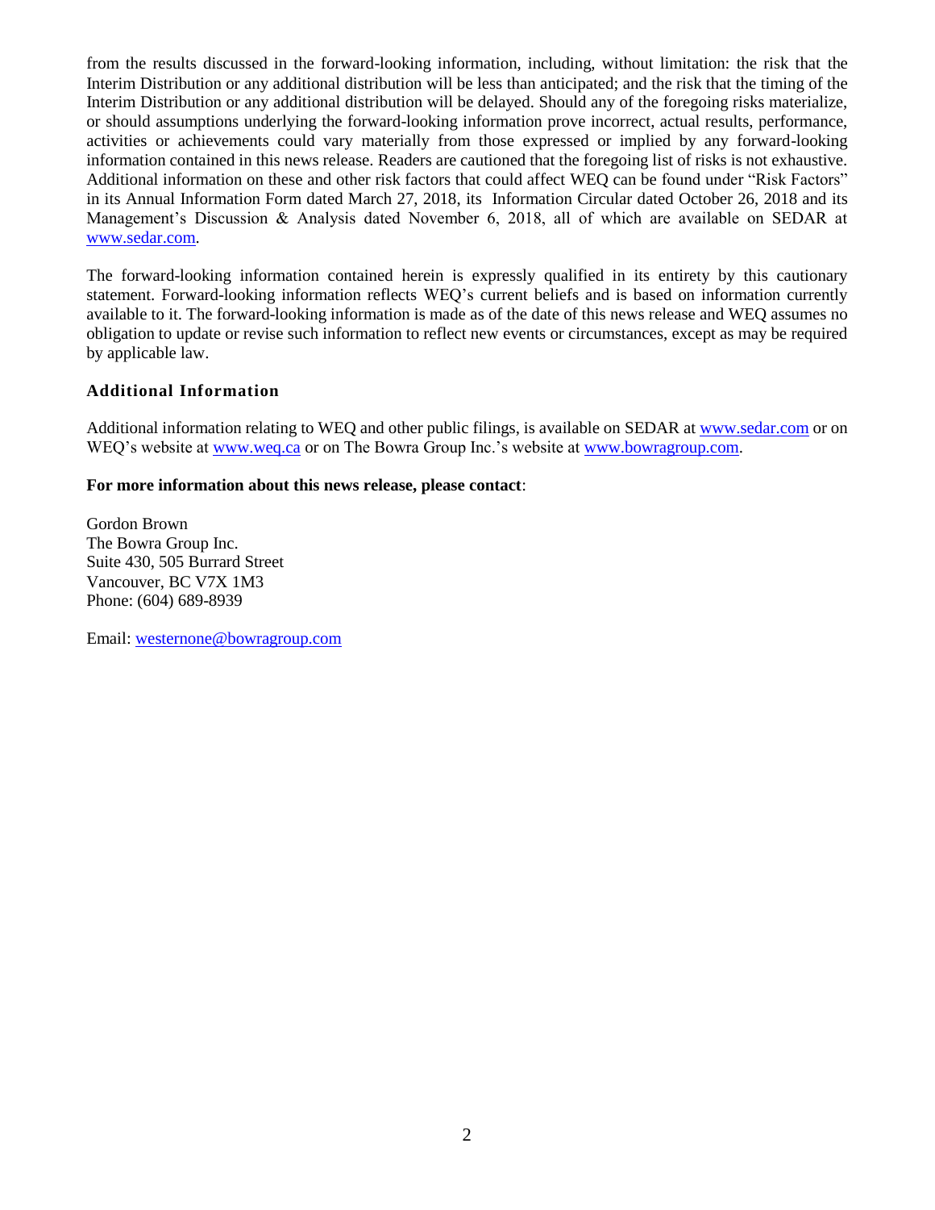from the results discussed in the forward-looking information, including, without limitation: the risk that the Interim Distribution or any additional distribution will be less than anticipated; and the risk that the timing of the Interim Distribution or any additional distribution will be delayed. Should any of the foregoing risks materialize, or should assumptions underlying the forward-looking information prove incorrect, actual results, performance, activities or achievements could vary materially from those expressed or implied by any forward-looking information contained in this news release. Readers are cautioned that the foregoing list of risks is not exhaustive. Additional information on these and other risk factors that could affect WEQ can be found under "Risk Factors" in its Annual Information Form dated March 27, 2018, its Information Circular dated October 26, 2018 and its Management's Discussion & Analysis dated November 6, 2018, all of which are available on SEDAR at www.sedar.com.

The forward-looking information contained herein is expressly qualified in its entirety by this cautionary statement. Forward-looking information reflects WEQ's current beliefs and is based on information currently available to it. The forward-looking information is made as of the date of this news release and WEQ assumes no obligation to update or revise such information to reflect new events or circumstances, except as may be required by applicable law.

### Additional Information

Additional information relating to WEQ and other public filings, is available on SEDAR at www.sedar.com or on WEQ's website at www.weq.ca or on The Bowra Group Inc.'s website at www.bowragroup.com.

**For more information about this news release, please contact**:

Gordon Brown
The Bowra Group Inc.
Suite 430, 505 Burrard Street
Vancouver, BC V7X 1M3
Phone: (604) 689-8939

Email: westernone@bowragroup.com